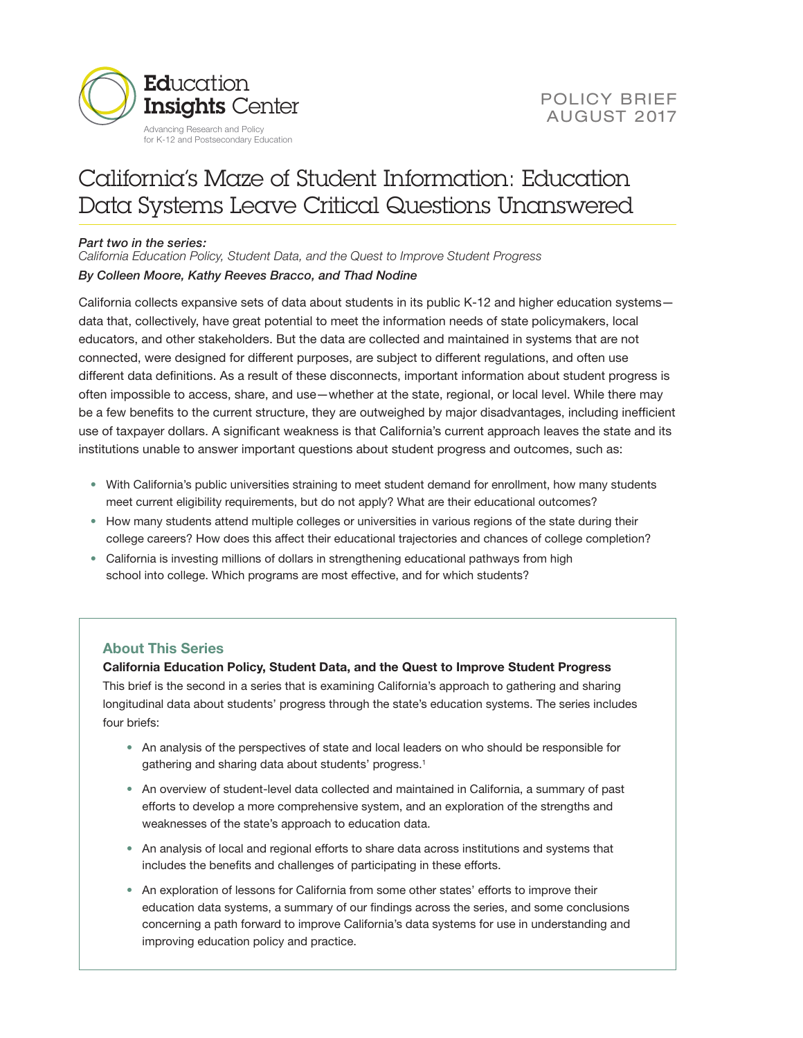Education Insights Center

Advancing Research and Policy for K-12 and Postsecondary Education

POLICY BRIEF
AUGUST 2017

# California's Maze of Student Information: Education Data Systems Leave Critical Questions Unanswered

***Part two in the series:***
*California Education Policy, Student Data, and the Quest to Improve Student Progress*

***By Colleen Moore, Kathy Reeves Bracco, and Thad Nodine***

California collects expansive sets of data about students in its public K-12 and higher education systems—data that, collectively, have great potential to meet the information needs of state policymakers, local educators, and other stakeholders. But the data are collected and maintained in systems that are not connected, were designed for different purposes, are subject to different regulations, and often use different data definitions. As a result of these disconnects, important information about student progress is often impossible to access, share, and use—whether at the state, regional, or local level. While there may be a few benefits to the current structure, they are outweighed by major disadvantages, including inefficient use of taxpayer dollars. A significant weakness is that California's current approach leaves the state and its institutions unable to answer important questions about student progress and outcomes, such as:

- With California's public universities straining to meet student demand for enrollment, how many students meet current eligibility requirements, but do not apply? What are their educational outcomes?
- How many students attend multiple colleges or universities in various regions of the state during their college careers? How does this affect their educational trajectories and chances of college completion?
- California is investing millions of dollars in strengthening educational pathways from high school into college. Which programs are most effective, and for which students?

## About This Series

**California Education Policy, Student Data, and the Quest to Improve Student Progress**

This brief is the second in a series that is examining California's approach to gathering and sharing longitudinal data about students' progress through the state's education systems. The series includes four briefs:

- An analysis of the perspectives of state and local leaders on who should be responsible for gathering and sharing data about students' progress.[1]
- An overview of student-level data collected and maintained in California, a summary of past efforts to develop a more comprehensive system, and an exploration of the strengths and weaknesses of the state's approach to education data.
- An analysis of local and regional efforts to share data across institutions and systems that includes the benefits and challenges of participating in these efforts.
- An exploration of lessons for California from some other states' efforts to improve their education data systems, a summary of our findings across the series, and some conclusions concerning a path forward to improve California's data systems for use in understanding and improving education policy and practice.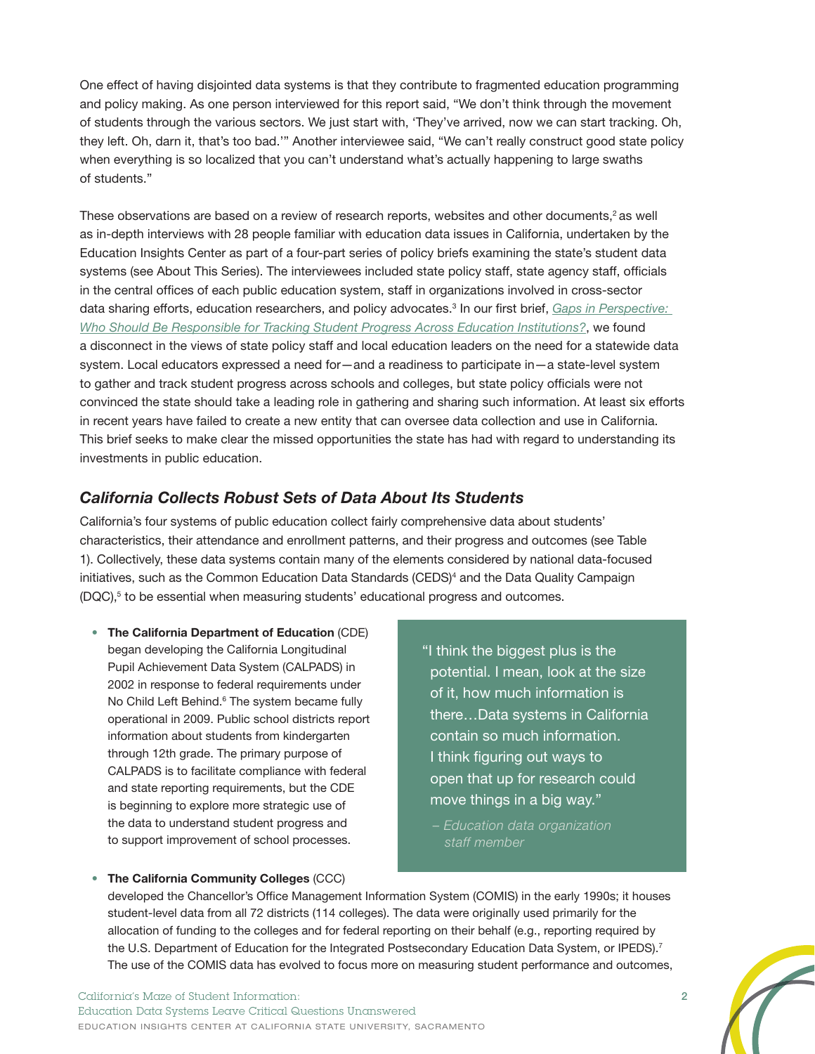One effect of having disjointed data systems is that they contribute to fragmented education programming and policy making. As one person interviewed for this report said, "We don't think through the movement of students through the various sectors. We just start with, 'They've arrived, now we can start tracking. Oh, they left. Oh, darn it, that's too bad.'" Another interviewee said, "We can't really construct good state policy when everything is so localized that you can't understand what's actually happening to large swaths of students."

These observations are based on a review of research reports, websites and other documents,[2] as well as in-depth interviews with 28 people familiar with education data issues in California, undertaken by the Education Insights Center as part of a four-part series of policy briefs examining the state's student data systems (see About This Series). The interviewees included state policy staff, state agency staff, officials in the central offices of each public education system, staff in organizations involved in cross-sector data sharing efforts, education researchers, and policy advocates.[3] In our first brief, *Gaps in Perspective: Who Should Be Responsible for Tracking Student Progress Across Education Institutions?*, we found a disconnect in the views of state policy staff and local education leaders on the need for a statewide data system. Local educators expressed a need for—and a readiness to participate in—a state-level system to gather and track student progress across schools and colleges, but state policy officials were not convinced the state should take a leading role in gathering and sharing such information. At least six efforts in recent years have failed to create a new entity that can oversee data collection and use in California. This brief seeks to make clear the missed opportunities the state has had with regard to understanding its investments in public education.

## *California Collects Robust Sets of Data About Its Students*

California's four systems of public education collect fairly comprehensive data about students' characteristics, their attendance and enrollment patterns, and their progress and outcomes (see Table 1). Collectively, these data systems contain many of the elements considered by national data-focused initiatives, such as the Common Education Data Standards (CEDS)[4] and the Data Quality Campaign (DQC),[5] to be essential when measuring students' educational progress and outcomes.

- **The California Department of Education** (CDE) began developing the California Longitudinal Pupil Achievement Data System (CALPADS) in 2002 in response to federal requirements under No Child Left Behind.[6] The system became fully operational in 2009. Public school districts report information about students from kindergarten through 12th grade. The primary purpose of CALPADS is to facilitate compliance with federal and state reporting requirements, but the CDE is beginning to explore more strategic use of the data to understand student progress and to support improvement of school processes.

> "I think the biggest plus is the potential. I mean, look at the size of it, how much information is there…Data systems in California contain so much information. I think figuring out ways to open that up for research could move things in a big way."
>
> *– Education data organization staff member*

- **The California Community Colleges** (CCC) developed the Chancellor's Office Management Information System (COMIS) in the early 1990s; it houses student-level data from all 72 districts (114 colleges). The data were originally used primarily for the allocation of funding to the colleges and for federal reporting on their behalf (e.g., reporting required by the U.S. Department of Education for the Integrated Postsecondary Education Data System, or IPEDS).[7] The use of the COMIS data has evolved to focus more on measuring student performance and outcomes,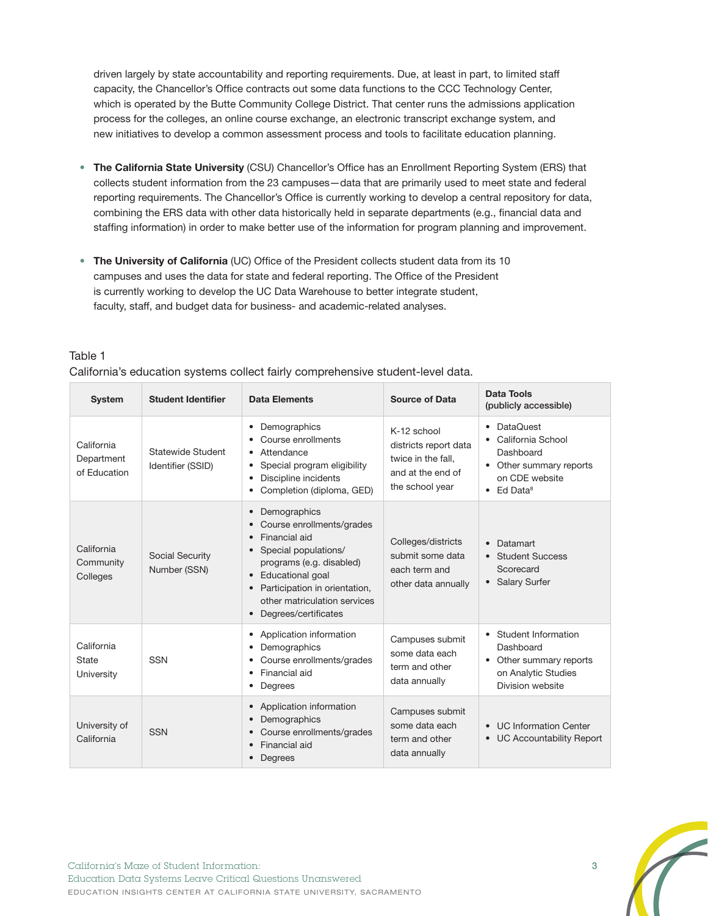driven largely by state accountability and reporting requirements. Due, at least in part, to limited staff capacity, the Chancellor's Office contracts out some data functions to the CCC Technology Center, which is operated by the Butte Community College District. That center runs the admissions application process for the colleges, an online course exchange, an electronic transcript exchange system, and new initiatives to develop a common assessment process and tools to facilitate education planning.

- **The California State University** (CSU) Chancellor's Office has an Enrollment Reporting System (ERS) that collects student information from the 23 campuses—data that are primarily used to meet state and federal reporting requirements. The Chancellor's Office is currently working to develop a central repository for data, combining the ERS data with other data historically held in separate departments (e.g., financial data and staffing information) in order to make better use of the information for program planning and improvement.

- **The University of California** (UC) Office of the President collects student data from its 10 campuses and uses the data for state and federal reporting. The Office of the President is currently working to develop the UC Data Warehouse to better integrate student, faculty, staff, and budget data for business- and academic-related analyses.

Table 1
California's education systems collect fairly comprehensive student-level data.

| System | Student Identifier | Data Elements | Source of Data | Data Tools (publicly accessible) |
|---|---|---|---|---|
| California Department of Education | Statewide Student Identifier (SSID) | • Demographics<br>• Course enrollments<br>• Attendance<br>• Special program eligibility<br>• Discipline incidents<br>• Completion (diploma, GED) | K-12 school districts report data twice in the fall, and at the end of the school year | • DataQuest<br>• California School Dashboard<br>• Other summary reports on CDE website<br>• Ed Data[8] |
| California Community Colleges | Social Security Number (SSN) | • Demographics<br>• Course enrollments/grades<br>• Financial aid<br>• Special populations/ programs (e.g. disabled)<br>• Educational goal<br>• Participation in orientation, other matriculation services<br>• Degrees/certificates | Colleges/districts submit some data each term and other data annually | • Datamart<br>• Student Success Scorecard<br>• Salary Surfer |
| California State University | SSN | • Application information<br>• Demographics<br>• Course enrollments/grades<br>• Financial aid<br>• Degrees | Campuses submit some data each term and other data annually | • Student Information Dashboard<br>• Other summary reports on Analytic Studies Division website |
| University of California | SSN | • Application information<br>• Demographics<br>• Course enrollments/grades<br>• Financial aid<br>• Degrees | Campuses submit some data each term and other data annually | • UC Information Center<br>• UC Accountability Report |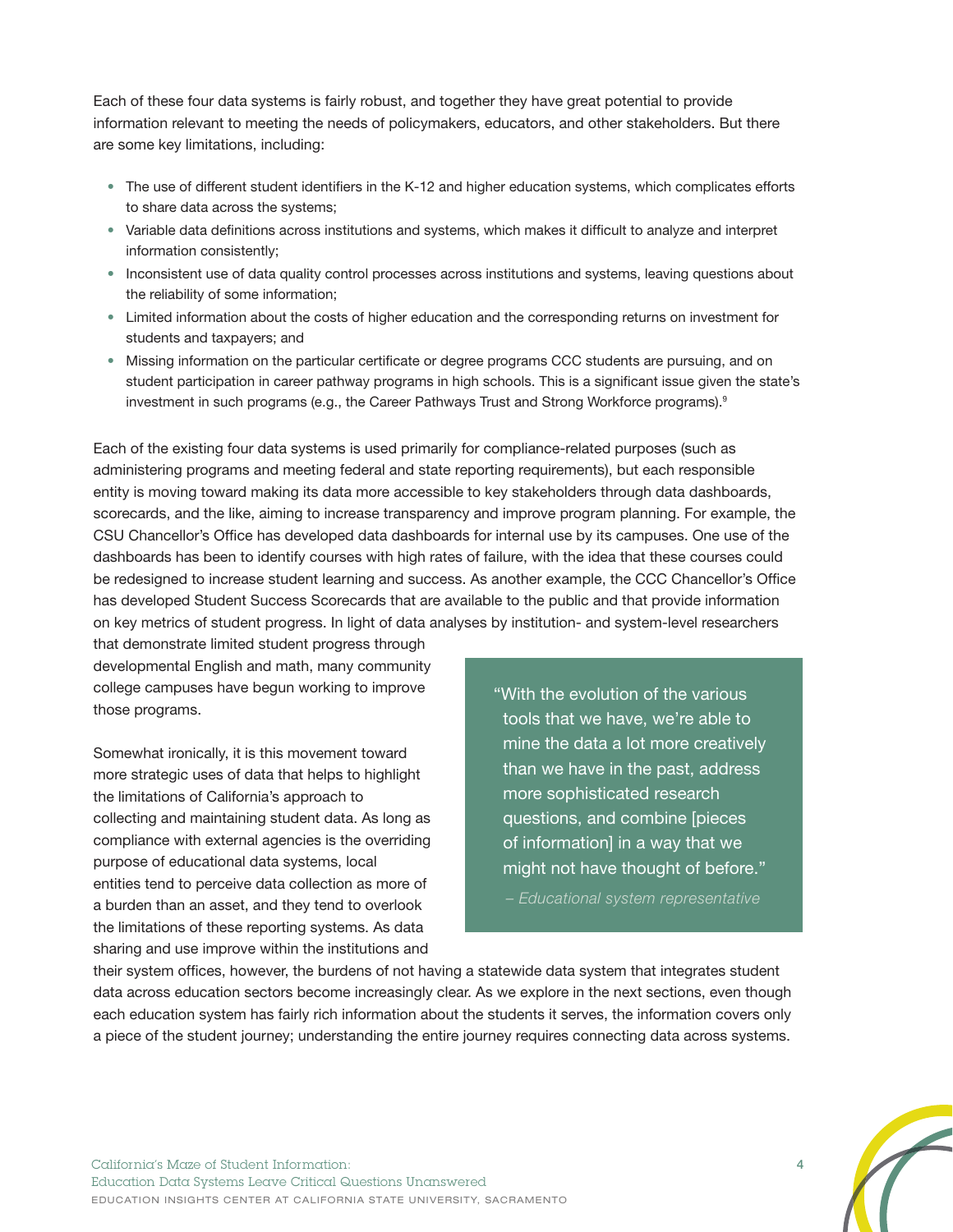Each of these four data systems is fairly robust, and together they have great potential to provide information relevant to meeting the needs of policymakers, educators, and other stakeholders. But there are some key limitations, including:

- The use of different student identifiers in the K-12 and higher education systems, which complicates efforts to share data across the systems;
- Variable data definitions across institutions and systems, which makes it difficult to analyze and interpret information consistently;
- Inconsistent use of data quality control processes across institutions and systems, leaving questions about the reliability of some information;
- Limited information about the costs of higher education and the corresponding returns on investment for students and taxpayers; and
- Missing information on the particular certificate or degree programs CCC students are pursuing, and on student participation in career pathway programs in high schools. This is a significant issue given the state's investment in such programs (e.g., the Career Pathways Trust and Strong Workforce programs).[9]

Each of the existing four data systems is used primarily for compliance-related purposes (such as administering programs and meeting federal and state reporting requirements), but each responsible entity is moving toward making its data more accessible to key stakeholders through data dashboards, scorecards, and the like, aiming to increase transparency and improve program planning. For example, the CSU Chancellor's Office has developed data dashboards for internal use by its campuses. One use of the dashboards has been to identify courses with high rates of failure, with the idea that these courses could be redesigned to increase student learning and success. As another example, the CCC Chancellor's Office has developed Student Success Scorecards that are available to the public and that provide information on key metrics of student progress. In light of data analyses by institution- and system-level researchers that demonstrate limited student progress through developmental English and math, many community college campuses have begun working to improve those programs.

> "With the evolution of the various tools that we have, we're able to mine the data a lot more creatively than we have in the past, address more sophisticated research questions, and combine [pieces of information] in a way that we might not have thought of before."
>
> *– Educational system representative*

Somewhat ironically, it is this movement toward more strategic uses of data that helps to highlight the limitations of California's approach to collecting and maintaining student data. As long as compliance with external agencies is the overriding purpose of educational data systems, local entities tend to perceive data collection as more of a burden than an asset, and they tend to overlook the limitations of these reporting systems. As data sharing and use improve within the institutions and their system offices, however, the burdens of not having a statewide data system that integrates student data across education sectors become increasingly clear. As we explore in the next sections, even though each education system has fairly rich information about the students it serves, the information covers only a piece of the student journey; understanding the entire journey requires connecting data across systems.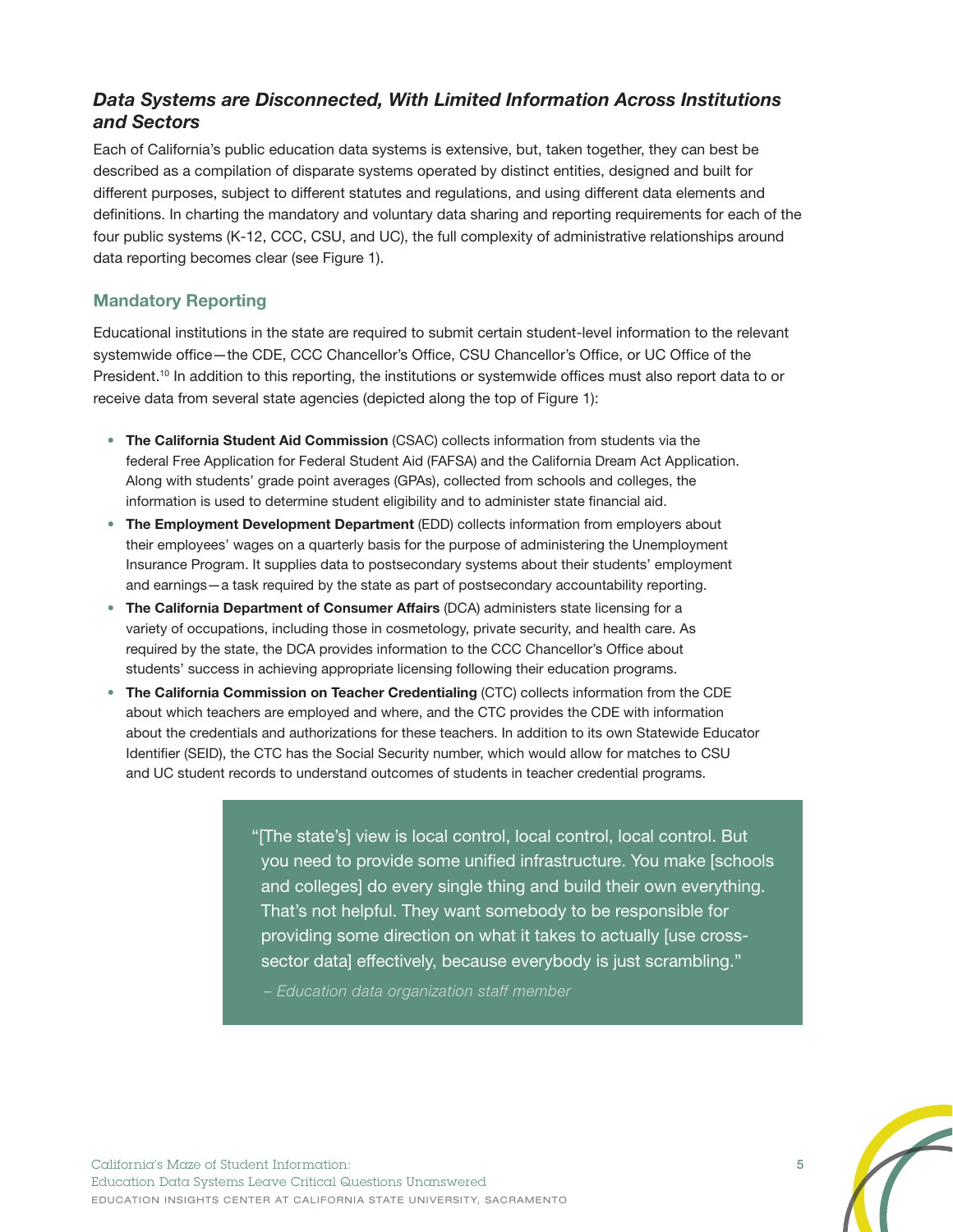### *Data Systems are Disconnected, With Limited Information Across Institutions and Sectors*

Each of California's public education data systems is extensive, but, taken together, they can best be described as a compilation of disparate systems operated by distinct entities, designed and built for different purposes, subject to different statutes and regulations, and using different data elements and definitions. In charting the mandatory and voluntary data sharing and reporting requirements for each of the four public systems (K-12, CCC, CSU, and UC), the full complexity of administrative relationships around data reporting becomes clear (see Figure 1).

#### Mandatory Reporting

Educational institutions in the state are required to submit certain student-level information to the relevant systemwide office—the CDE, CCC Chancellor's Office, CSU Chancellor's Office, or UC Office of the President.[10] In addition to this reporting, the institutions or systemwide offices must also report data to or receive data from several state agencies (depicted along the top of Figure 1):

- **The California Student Aid Commission** (CSAC) collects information from students via the federal Free Application for Federal Student Aid (FAFSA) and the California Dream Act Application. Along with students' grade point averages (GPAs), collected from schools and colleges, the information is used to determine student eligibility and to administer state financial aid.
- **The Employment Development Department** (EDD) collects information from employers about their employees' wages on a quarterly basis for the purpose of administering the Unemployment Insurance Program. It supplies data to postsecondary systems about their students' employment and earnings—a task required by the state as part of postsecondary accountability reporting.
- **The California Department of Consumer Affairs** (DCA) administers state licensing for a variety of occupations, including those in cosmetology, private security, and health care. As required by the state, the DCA provides information to the CCC Chancellor's Office about students' success in achieving appropriate licensing following their education programs.
- **The California Commission on Teacher Credentialing** (CTC) collects information from the CDE about which teachers are employed and where, and the CTC provides the CDE with information about the credentials and authorizations for these teachers. In addition to its own Statewide Educator Identifier (SEID), the CTC has the Social Security number, which would allow for matches to CSU and UC student records to understand outcomes of students in teacher credential programs.

> "[The state's] view is local control, local control, local control. But you need to provide some unified infrastructure. You make [schools and colleges] do every single thing and build their own everything. That's not helpful. They want somebody to be responsible for providing some direction on what it takes to actually [use cross-sector data] effectively, because everybody is just scrambling."
>
> *– Education data organization staff member*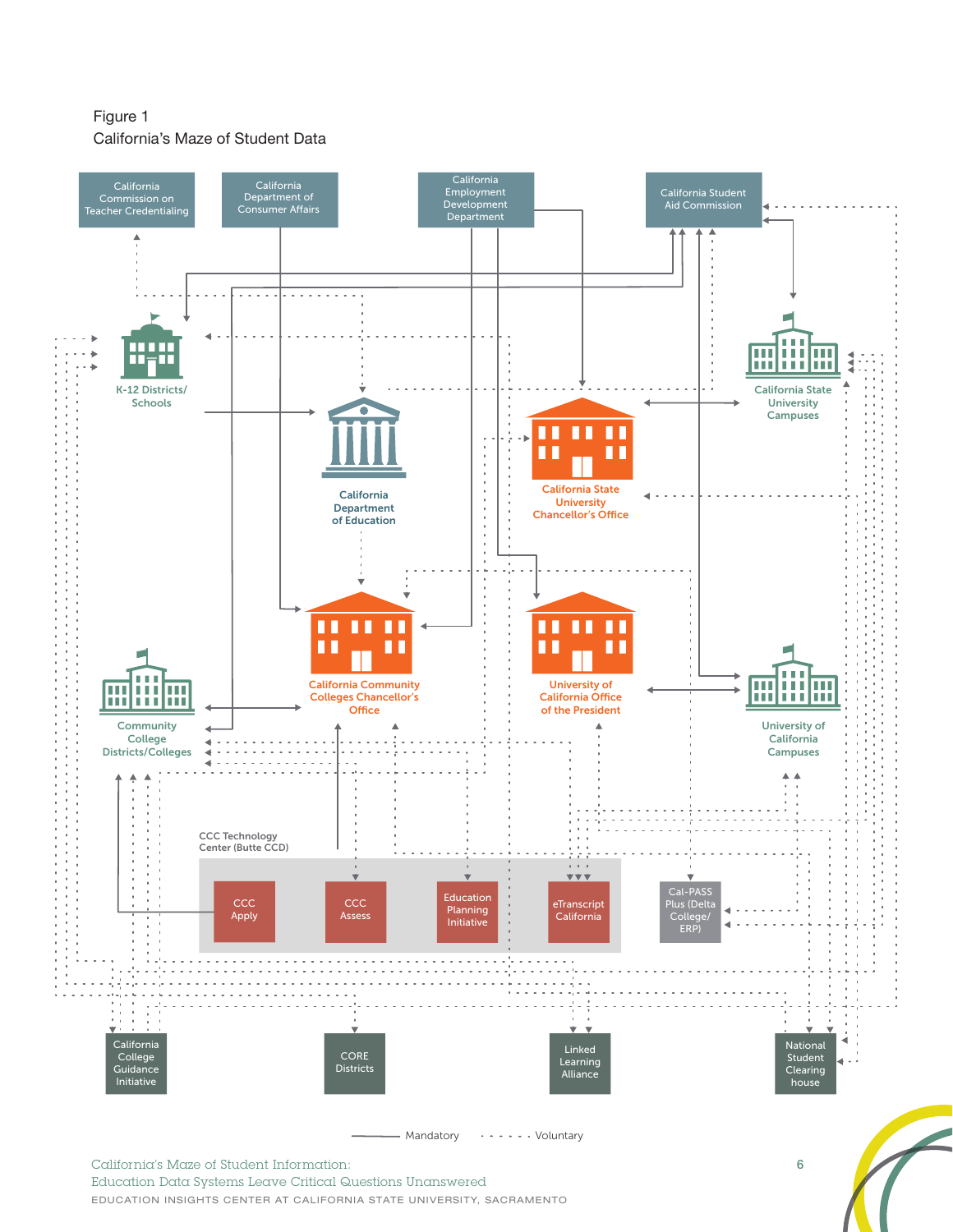Figure 1
California's Maze of Student Data

California Commission on Teacher Credentialing

California Department of Consumer Affairs

California Employment Development Department

California Student Aid Commission

K-12 Districts/ Schools

California Department of Education

California State University Chancellor's Office

California State University Campuses

California Community Colleges Chancellor's Office

University of California Office of the President

Community College Districts/Colleges

University of California Campuses

CCC Technology Center (Butte CCD)

CCC Apply

CCC Assess

Education Planning Initiative

eTranscript California

Cal-PASS Plus (Delta College/ ERP)

California College Guidance Initiative

CORE Districts

Linked Learning Alliance

National Student Clearing house

Mandatory

Voluntary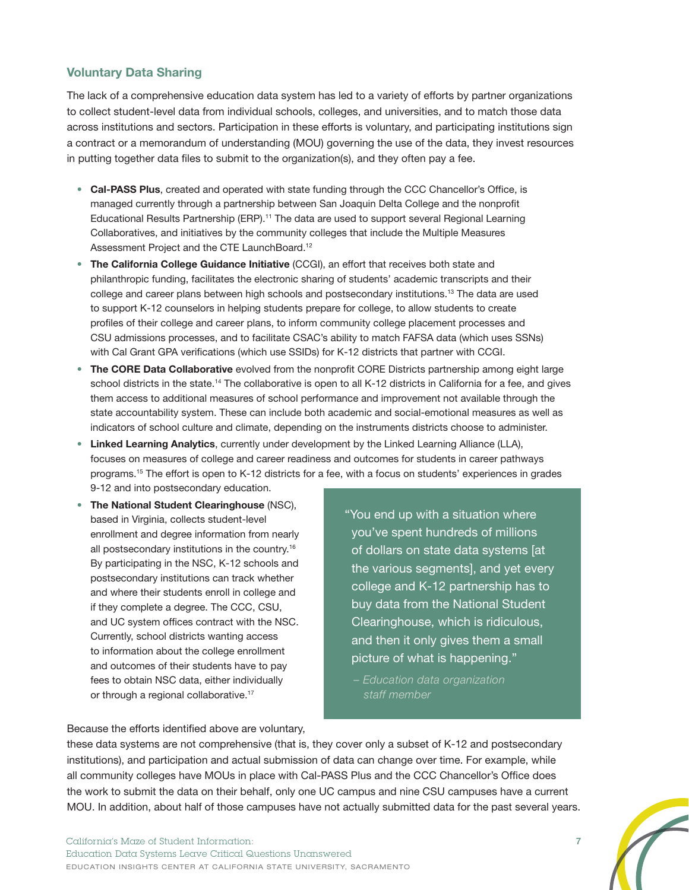### Voluntary Data Sharing

The lack of a comprehensive education data system has led to a variety of efforts by partner organizations to collect student-level data from individual schools, colleges, and universities, and to match those data across institutions and sectors. Participation in these efforts is voluntary, and participating institutions sign a contract or a memorandum of understanding (MOU) governing the use of the data, they invest resources in putting together data files to submit to the organization(s), and they often pay a fee.

- **Cal-PASS Plus**, created and operated with state funding through the CCC Chancellor's Office, is managed currently through a partnership between San Joaquin Delta College and the nonprofit Educational Results Partnership (ERP).[11] The data are used to support several Regional Learning Collaboratives, and initiatives by the community colleges that include the Multiple Measures Assessment Project and the CTE LaunchBoard.[12]
- **The California College Guidance Initiative** (CCGI), an effort that receives both state and philanthropic funding, facilitates the electronic sharing of students' academic transcripts and their college and career plans between high schools and postsecondary institutions.[13] The data are used to support K-12 counselors in helping students prepare for college, to allow students to create profiles of their college and career plans, to inform community college placement processes and CSU admissions processes, and to facilitate CSAC's ability to match FAFSA data (which uses SSNs) with Cal Grant GPA verifications (which use SSIDs) for K-12 districts that partner with CCGI.
- **The CORE Data Collaborative** evolved from the nonprofit CORE Districts partnership among eight large school districts in the state.[14] The collaborative is open to all K-12 districts in California for a fee, and gives them access to additional measures of school performance and improvement not available through the state accountability system. These can include both academic and social-emotional measures as well as indicators of school culture and climate, depending on the instruments districts choose to administer.
- **Linked Learning Analytics**, currently under development by the Linked Learning Alliance (LLA), focuses on measures of college and career readiness and outcomes for students in career pathways programs.[15] The effort is open to K-12 districts for a fee, with a focus on students' experiences in grades 9-12 and into postsecondary education.
- **The National Student Clearinghouse** (NSC), based in Virginia, collects student-level enrollment and degree information from nearly all postsecondary institutions in the country.[16] By participating in the NSC, K-12 schools and postsecondary institutions can track whether and where their students enroll in college and if they complete a degree. The CCC, CSU, and UC system offices contract with the NSC. Currently, school districts wanting access to information about the college enrollment and outcomes of their students have to pay fees to obtain NSC data, either individually or through a regional collaborative.[17]

> "You end up with a situation where you've spent hundreds of millions of dollars on state data systems [at the various segments], and yet every college and K-12 partnership has to buy data from the National Student Clearinghouse, which is ridiculous, and then it only gives them a small picture of what is happening."
>
> *– Education data organization staff member*

Because the efforts identified above are voluntary, these data systems are not comprehensive (that is, they cover only a subset of K-12 and postsecondary institutions), and participation and actual submission of data can change over time. For example, while all community colleges have MOUs in place with Cal-PASS Plus and the CCC Chancellor's Office does the work to submit the data on their behalf, only one UC campus and nine CSU campuses have a current MOU. In addition, about half of those campuses have not actually submitted data for the past several years.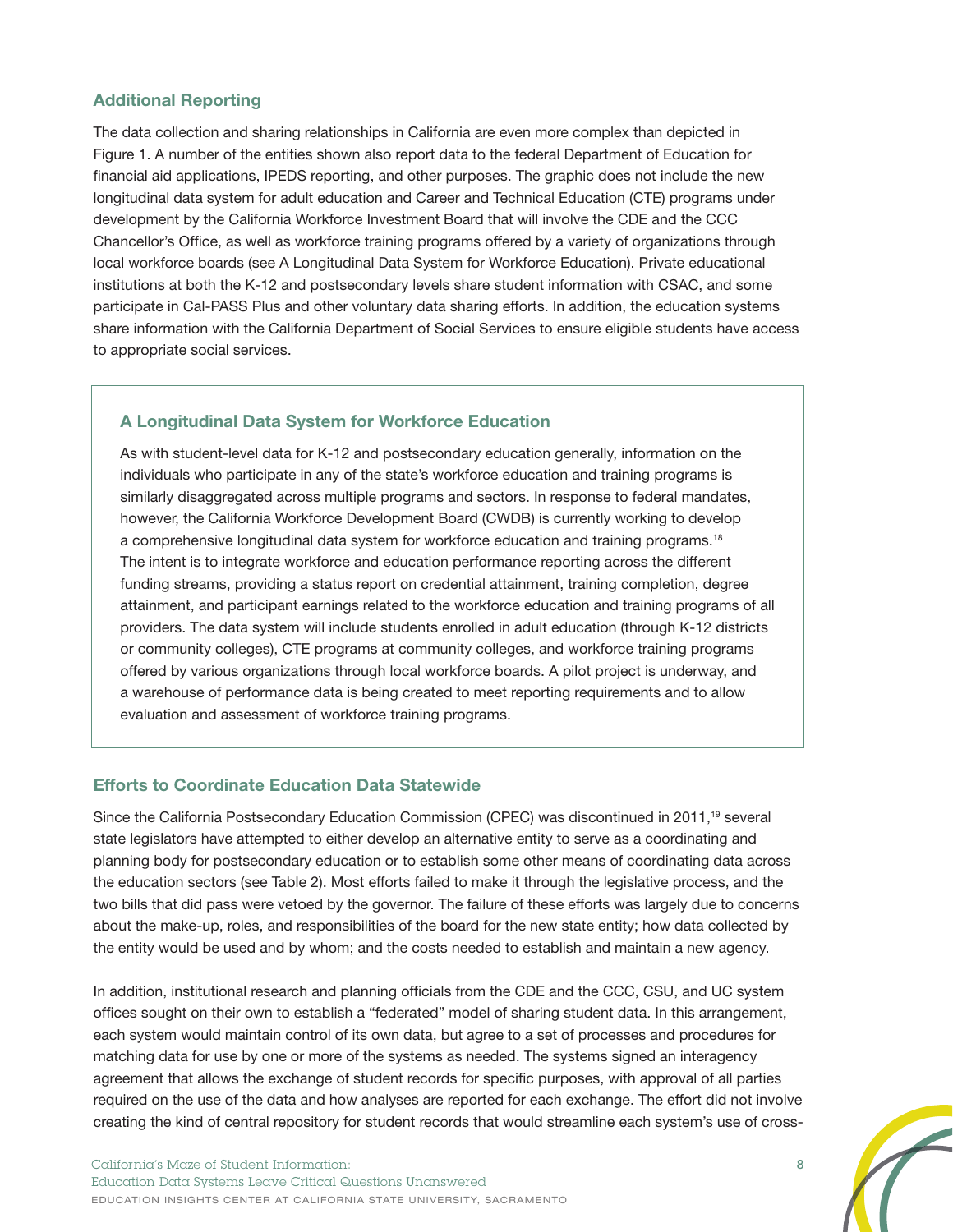## Additional Reporting

The data collection and sharing relationships in California are even more complex than depicted in Figure 1. A number of the entities shown also report data to the federal Department of Education for financial aid applications, IPEDS reporting, and other purposes. The graphic does not include the new longitudinal data system for adult education and Career and Technical Education (CTE) programs under development by the California Workforce Investment Board that will involve the CDE and the CCC Chancellor's Office, as well as workforce training programs offered by a variety of organizations through local workforce boards (see A Longitudinal Data System for Workforce Education). Private educational institutions at both the K-12 and postsecondary levels share student information with CSAC, and some participate in Cal-PASS Plus and other voluntary data sharing efforts. In addition, the education systems share information with the California Department of Social Services to ensure eligible students have access to appropriate social services.

### A Longitudinal Data System for Workforce Education

As with student-level data for K-12 and postsecondary education generally, information on the individuals who participate in any of the state's workforce education and training programs is similarly disaggregated across multiple programs and sectors. In response to federal mandates, however, the California Workforce Development Board (CWDB) is currently working to develop a comprehensive longitudinal data system for workforce education and training programs.[18] The intent is to integrate workforce and education performance reporting across the different funding streams, providing a status report on credential attainment, training completion, degree attainment, and participant earnings related to the workforce education and training programs of all providers. The data system will include students enrolled in adult education (through K-12 districts or community colleges), CTE programs at community colleges, and workforce training programs offered by various organizations through local workforce boards. A pilot project is underway, and a warehouse of performance data is being created to meet reporting requirements and to allow evaluation and assessment of workforce training programs.

## Efforts to Coordinate Education Data Statewide

Since the California Postsecondary Education Commission (CPEC) was discontinued in 2011,[19] several state legislators have attempted to either develop an alternative entity to serve as a coordinating and planning body for postsecondary education or to establish some other means of coordinating data across the education sectors (see Table 2). Most efforts failed to make it through the legislative process, and the two bills that did pass were vetoed by the governor. The failure of these efforts was largely due to concerns about the make-up, roles, and responsibilities of the board for the new state entity; how data collected by the entity would be used and by whom; and the costs needed to establish and maintain a new agency.

In addition, institutional research and planning officials from the CDE and the CCC, CSU, and UC system offices sought on their own to establish a "federated" model of sharing student data. In this arrangement, each system would maintain control of its own data, but agree to a set of processes and procedures for matching data for use by one or more of the systems as needed. The systems signed an interagency agreement that allows the exchange of student records for specific purposes, with approval of all parties required on the use of the data and how analyses are reported for each exchange. The effort did not involve creating the kind of central repository for student records that would streamline each system's use of cross-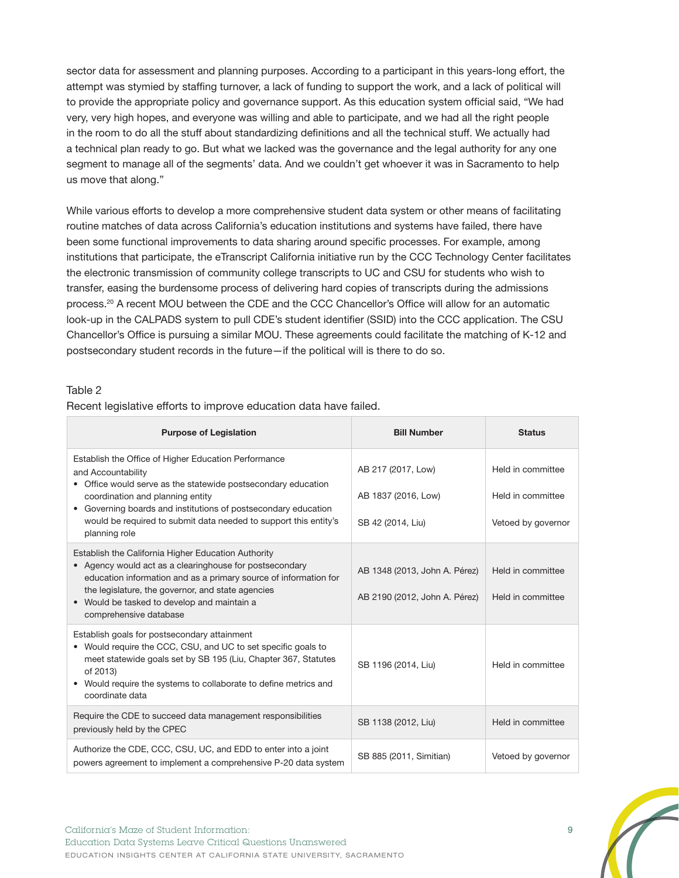sector data for assessment and planning purposes. According to a participant in this years-long effort, the attempt was stymied by staffing turnover, a lack of funding to support the work, and a lack of political will to provide the appropriate policy and governance support. As this education system official said, "We had very, very high hopes, and everyone was willing and able to participate, and we had all the right people in the room to do all the stuff about standardizing definitions and all the technical stuff. We actually had a technical plan ready to go. But what we lacked was the governance and the legal authority for any one segment to manage all of the segments' data. And we couldn't get whoever it was in Sacramento to help us move that along."

While various efforts to develop a more comprehensive student data system or other means of facilitating routine matches of data across California's education institutions and systems have failed, there have been some functional improvements to data sharing around specific processes. For example, among institutions that participate, the eTranscript California initiative run by the CCC Technology Center facilitates the electronic transmission of community college transcripts to UC and CSU for students who wish to transfer, easing the burdensome process of delivering hard copies of transcripts during the admissions process.[20] A recent MOU between the CDE and the CCC Chancellor's Office will allow for an automatic look-up in the CALPADS system to pull CDE's student identifier (SSID) into the CCC application. The CSU Chancellor's Office is pursuing a similar MOU. These agreements could facilitate the matching of K-12 and postsecondary student records in the future—if the political will is there to do so.

Table 2

Recent legislative efforts to improve education data have failed.

| Purpose of Legislation | Bill Number | Status |
|---|---|---|
| Establish the Office of Higher Education Performance and Accountability<br>• Office would serve as the statewide postsecondary education coordination and planning entity<br>• Governing boards and institutions of postsecondary education would be required to submit data needed to support this entity's planning role | AB 217 (2017, Low)<br>AB 1837 (2016, Low)<br>SB 42 (2014, Liu) | Held in committee<br>Held in committee<br>Vetoed by governor |
| Establish the California Higher Education Authority<br>• Agency would act as a clearinghouse for postsecondary education information and as a primary source of information for the legislature, the governor, and state agencies<br>• Would be tasked to develop and maintain a comprehensive database | AB 1348 (2013, John A. Pérez)<br>AB 2190 (2012, John A. Pérez) | Held in committee<br>Held in committee |
| Establish goals for postsecondary attainment<br>• Would require the CCC, CSU, and UC to set specific goals to meet statewide goals set by SB 195 (Liu, Chapter 367, Statutes of 2013)<br>• Would require the systems to collaborate to define metrics and coordinate data | SB 1196 (2014, Liu) | Held in committee |
| Require the CDE to succeed data management responsibilities previously held by the CPEC | SB 1138 (2012, Liu) | Held in committee |
| Authorize the CDE, CCC, CSU, UC, and EDD to enter into a joint powers agreement to implement a comprehensive P-20 data system | SB 885 (2011, Simitian) | Vetoed by governor |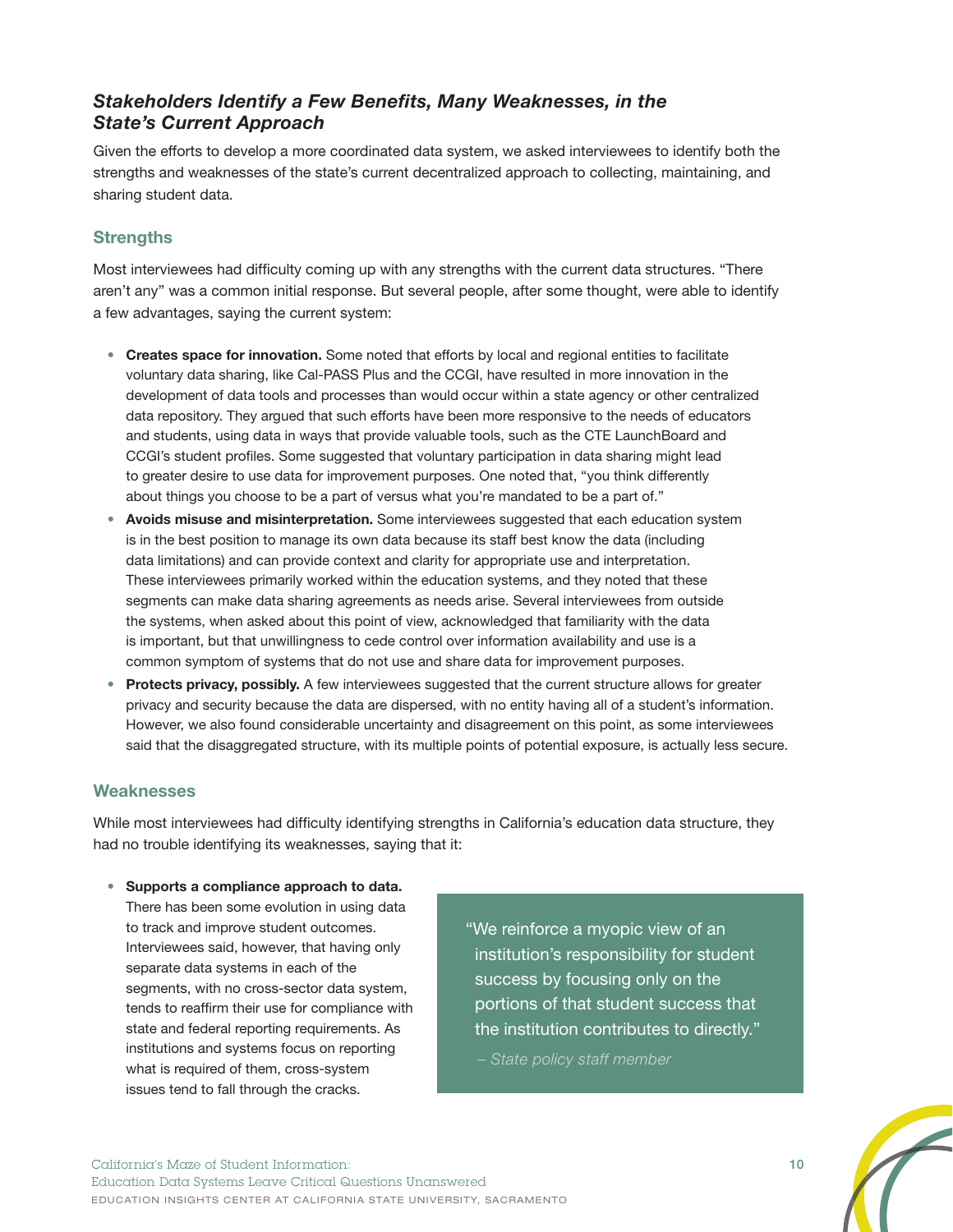### *Stakeholders Identify a Few Benefits, Many Weaknesses, in the State's Current Approach*

Given the efforts to develop a more coordinated data system, we asked interviewees to identify both the strengths and weaknesses of the state's current decentralized approach to collecting, maintaining, and sharing student data.

#### Strengths

Most interviewees had difficulty coming up with any strengths with the current data structures. "There aren't any" was a common initial response. But several people, after some thought, were able to identify a few advantages, saying the current system:

- **Creates space for innovation.** Some noted that efforts by local and regional entities to facilitate voluntary data sharing, like Cal-PASS Plus and the CCGI, have resulted in more innovation in the development of data tools and processes than would occur within a state agency or other centralized data repository. They argued that such efforts have been more responsive to the needs of educators and students, using data in ways that provide valuable tools, such as the CTE LaunchBoard and CCGI's student profiles. Some suggested that voluntary participation in data sharing might lead to greater desire to use data for improvement purposes. One noted that, "you think differently about things you choose to be a part of versus what you're mandated to be a part of."
- **Avoids misuse and misinterpretation.** Some interviewees suggested that each education system is in the best position to manage its own data because its staff best know the data (including data limitations) and can provide context and clarity for appropriate use and interpretation. These interviewees primarily worked within the education systems, and they noted that these segments can make data sharing agreements as needs arise. Several interviewees from outside the systems, when asked about this point of view, acknowledged that familiarity with the data is important, but that unwillingness to cede control over information availability and use is a common symptom of systems that do not use and share data for improvement purposes.
- **Protects privacy, possibly.** A few interviewees suggested that the current structure allows for greater privacy and security because the data are dispersed, with no entity having all of a student's information. However, we also found considerable uncertainty and disagreement on this point, as some interviewees said that the disaggregated structure, with its multiple points of potential exposure, is actually less secure.

#### Weaknesses

While most interviewees had difficulty identifying strengths in California's education data structure, they had no trouble identifying its weaknesses, saying that it:

- **Supports a compliance approach to data.** There has been some evolution in using data to track and improve student outcomes. Interviewees said, however, that having only separate data systems in each of the segments, with no cross-sector data system, tends to reaffirm their use for compliance with state and federal reporting requirements. As institutions and systems focus on reporting what is required of them, cross-system issues tend to fall through the cracks.

> "We reinforce a myopic view of an institution's responsibility for student success by focusing only on the portions of that student success that the institution contributes to directly."
>
> *– State policy staff member*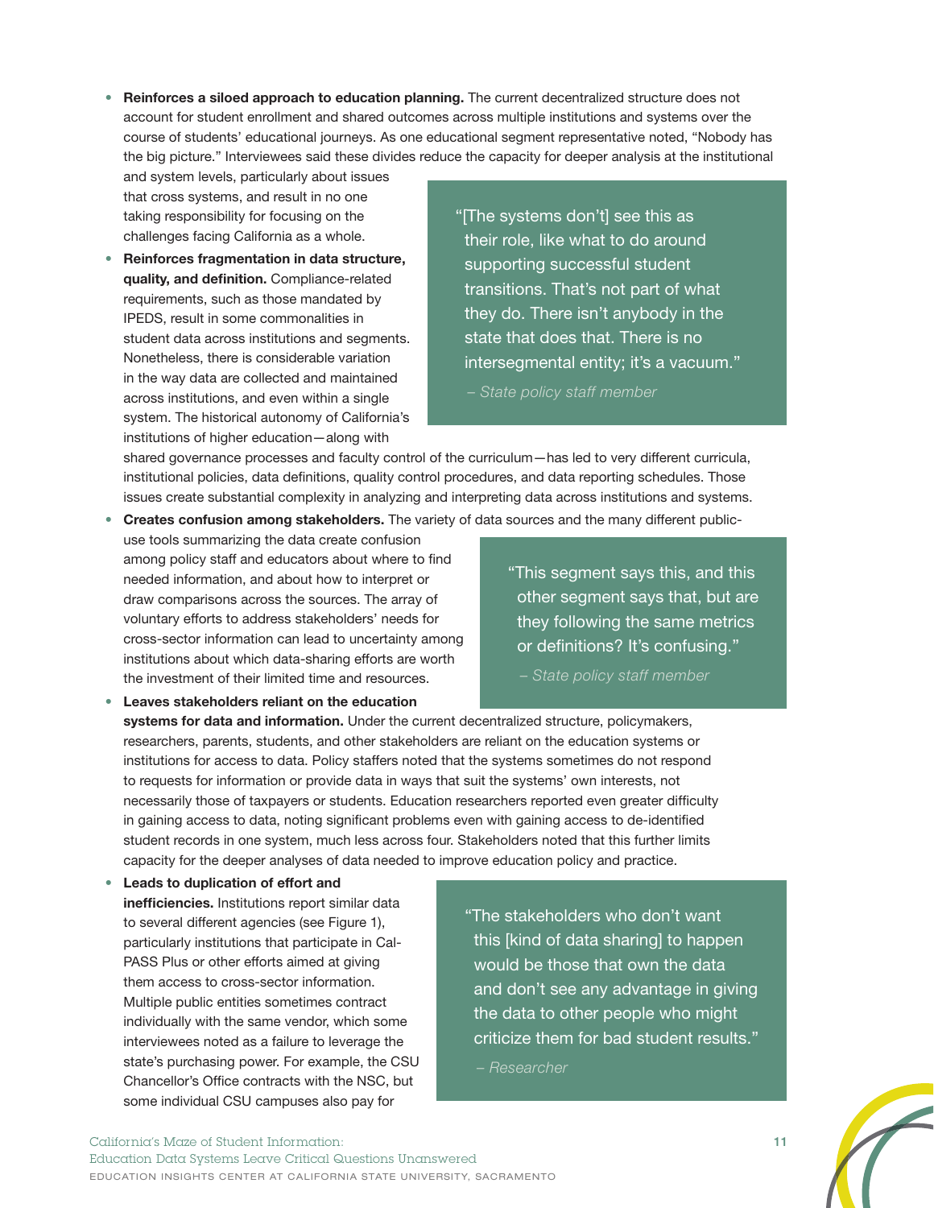- **Reinforces a siloed approach to education planning.** The current decentralized structure does not account for student enrollment and shared outcomes across multiple institutions and systems over the course of students' educational journeys. As one educational segment representative noted, "Nobody has the big picture." Interviewees said these divides reduce the capacity for deeper analysis at the institutional and system levels, particularly about issues that cross systems, and result in no one taking responsibility for focusing on the challenges facing California as a whole.

> "[The systems don't] see this as their role, like what to do around supporting successful student transitions. That's not part of what they do. There isn't anybody in the state that does that. There is no intersegmental entity; it's a vacuum."
>
> *– State policy staff member*

- **Reinforces fragmentation in data structure, quality, and definition.** Compliance-related requirements, such as those mandated by IPEDS, result in some commonalities in student data across institutions and segments. Nonetheless, there is considerable variation in the way data are collected and maintained across institutions, and even within a single system. The historical autonomy of California's institutions of higher education—along with shared governance processes and faculty control of the curriculum—has led to very different curricula, institutional policies, data definitions, quality control procedures, and data reporting schedules. Those issues create substantial complexity in analyzing and interpreting data across institutions and systems.
- **Creates confusion among stakeholders.** The variety of data sources and the many different public-use tools summarizing the data create confusion among policy staff and educators about where to find needed information, and about how to interpret or draw comparisons across the sources. The array of voluntary efforts to address stakeholders' needs for cross-sector information can lead to uncertainty among institutions about which data-sharing efforts are worth the investment of their limited time and resources.

> "This segment says this, and this other segment says that, but are they following the same metrics or definitions? It's confusing."
>
> *– State policy staff member*

- **Leaves stakeholders reliant on the education systems for data and information.** Under the current decentralized structure, policymakers, researchers, parents, students, and other stakeholders are reliant on the education systems or institutions for access to data. Policy staffers noted that the systems sometimes do not respond to requests for information or provide data in ways that suit the systems' own interests, not necessarily those of taxpayers or students. Education researchers reported even greater difficulty in gaining access to data, noting significant problems even with gaining access to de-identified student records in one system, much less across four. Stakeholders noted that this further limits capacity for the deeper analyses of data needed to improve education policy and practice.
- **Leads to duplication of effort and inefficiencies.** Institutions report similar data to several different agencies (see Figure 1), particularly institutions that participate in Cal-PASS Plus or other efforts aimed at giving them access to cross-sector information. Multiple public entities sometimes contract individually with the same vendor, which some interviewees noted as a failure to leverage the state's purchasing power. For example, the CSU Chancellor's Office contracts with the NSC, but some individual CSU campuses also pay for

> "The stakeholders who don't want this [kind of data sharing] to happen would be those that own the data and don't see any advantage in giving the data to other people who might criticize them for bad student results."
>
> *– Researcher*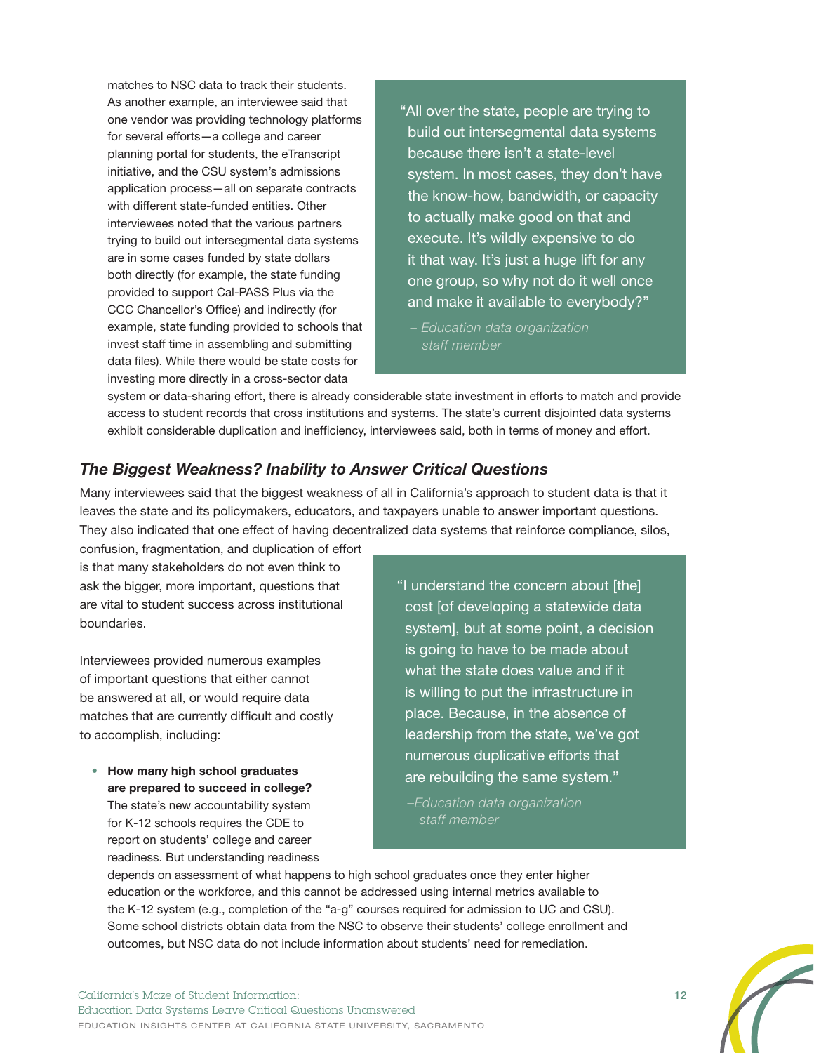matches to NSC data to track their students. As another example, an interviewee said that one vendor was providing technology platforms for several efforts—a college and career planning portal for students, the eTranscript initiative, and the CSU system's admissions application process—all on separate contracts with different state-funded entities. Other interviewees noted that the various partners trying to build out intersegmental data systems are in some cases funded by state dollars both directly (for example, the state funding provided to support Cal-PASS Plus via the CCC Chancellor's Office) and indirectly (for example, state funding provided to schools that invest staff time in assembling and submitting data files). While there would be state costs for investing more directly in a cross-sector data system or data-sharing effort, there is already considerable state investment in efforts to match and provide access to student records that cross institutions and systems. The state's current disjointed data systems exhibit considerable duplication and inefficiency, interviewees said, both in terms of money and effort.

> "All over the state, people are trying to build out intersegmental data systems because there isn't a state-level system. In most cases, they don't have the know-how, bandwidth, or capacity to actually make good on that and execute. It's wildly expensive to do it that way. It's just a huge lift for any one group, so why not do it well once and make it available to everybody?"
>
> *– Education data organization staff member*

### *The Biggest Weakness? Inability to Answer Critical Questions*

Many interviewees said that the biggest weakness of all in California's approach to student data is that it leaves the state and its policymakers, educators, and taxpayers unable to answer important questions. They also indicated that one effect of having decentralized data systems that reinforce compliance, silos, confusion, fragmentation, and duplication of effort is that many stakeholders do not even think to ask the bigger, more important, questions that are vital to student success across institutional boundaries.

> "I understand the concern about [the] cost [of developing a statewide data system], but at some point, a decision is going to have to be made about what the state does value and if it is willing to put the infrastructure in place. Because, in the absence of leadership from the state, we've got numerous duplicative efforts that are rebuilding the same system."
>
> *–Education data organization staff member*

Interviewees provided numerous examples of important questions that either cannot be answered at all, or would require data matches that are currently difficult and costly to accomplish, including:

- **How many high school graduates are prepared to succeed in college?** The state's new accountability system for K-12 schools requires the CDE to report on students' college and career readiness. But understanding readiness depends on assessment of what happens to high school graduates once they enter higher education or the workforce, and this cannot be addressed using internal metrics available to the K-12 system (e.g., completion of the "a-g" courses required for admission to UC and CSU). Some school districts obtain data from the NSC to observe their students' college enrollment and outcomes, but NSC data do not include information about students' need for remediation.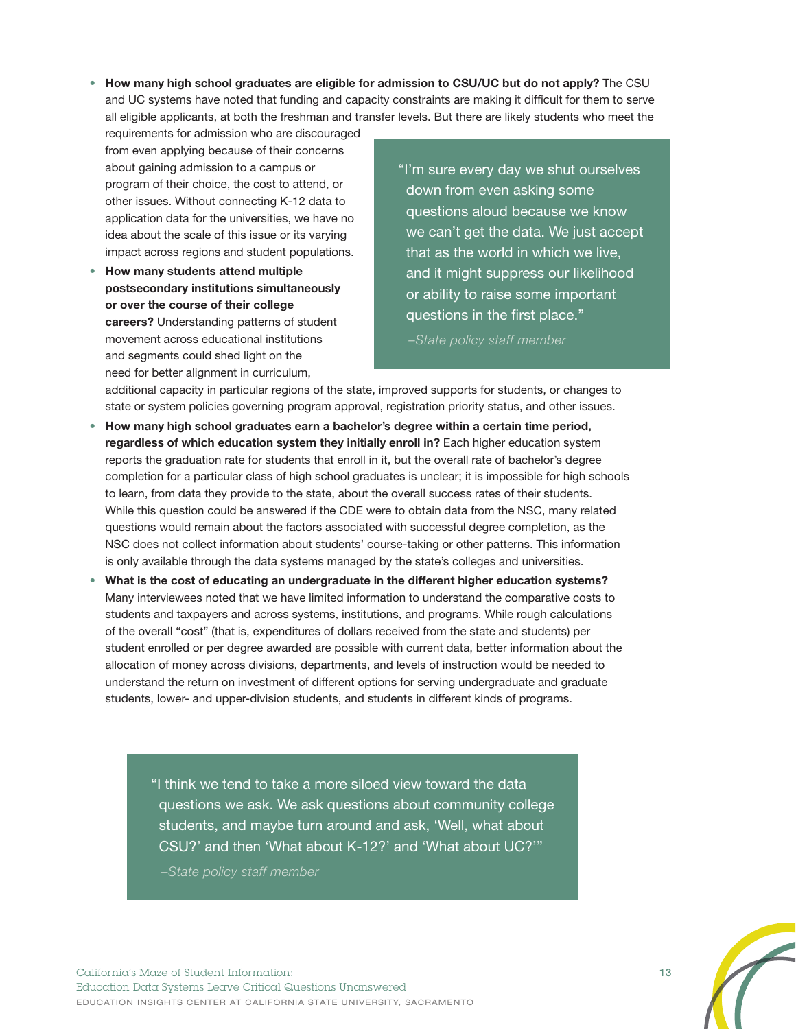- **How many high school graduates are eligible for admission to CSU/UC but do not apply?** The CSU and UC systems have noted that funding and capacity constraints are making it difficult for them to serve all eligible applicants, at both the freshman and transfer levels. But there are likely students who meet the requirements for admission who are discouraged from even applying because of their concerns about gaining admission to a campus or program of their choice, the cost to attend, or other issues. Without connecting K-12 data to application data for the universities, we have no idea about the scale of this issue or its varying impact across regions and student populations.
- **How many students attend multiple postsecondary institutions simultaneously or over the course of their college careers?** Understanding patterns of student movement across educational institutions and segments could shed light on the need for better alignment in curriculum, additional capacity in particular regions of the state, improved supports for students, or changes to state or system policies governing program approval, registration priority status, and other issues.

> "I'm sure every day we shut ourselves down from even asking some questions aloud because we know we can't get the data. We just accept that as the world in which we live, and it might suppress our likelihood or ability to raise some important questions in the first place."
>
> *–State policy staff member*

- **How many high school graduates earn a bachelor's degree within a certain time period, regardless of which education system they initially enroll in?** Each higher education system reports the graduation rate for students that enroll in it, but the overall rate of bachelor's degree completion for a particular class of high school graduates is unclear; it is impossible for high schools to learn, from data they provide to the state, about the overall success rates of their students. While this question could be answered if the CDE were to obtain data from the NSC, many related questions would remain about the factors associated with successful degree completion, as the NSC does not collect information about students' course-taking or other patterns. This information is only available through the data systems managed by the state's colleges and universities.
- **What is the cost of educating an undergraduate in the different higher education systems?** Many interviewees noted that we have limited information to understand the comparative costs to students and taxpayers and across systems, institutions, and programs. While rough calculations of the overall "cost" (that is, expenditures of dollars received from the state and students) per student enrolled or per degree awarded are possible with current data, better information about the allocation of money across divisions, departments, and levels of instruction would be needed to understand the return on investment of different options for serving undergraduate and graduate students, lower- and upper-division students, and students in different kinds of programs.

> "I think we tend to take a more siloed view toward the data questions we ask. We ask questions about community college students, and maybe turn around and ask, 'Well, what about CSU?' and then 'What about K-12?' and 'What about UC?'"
>
> *–State policy staff member*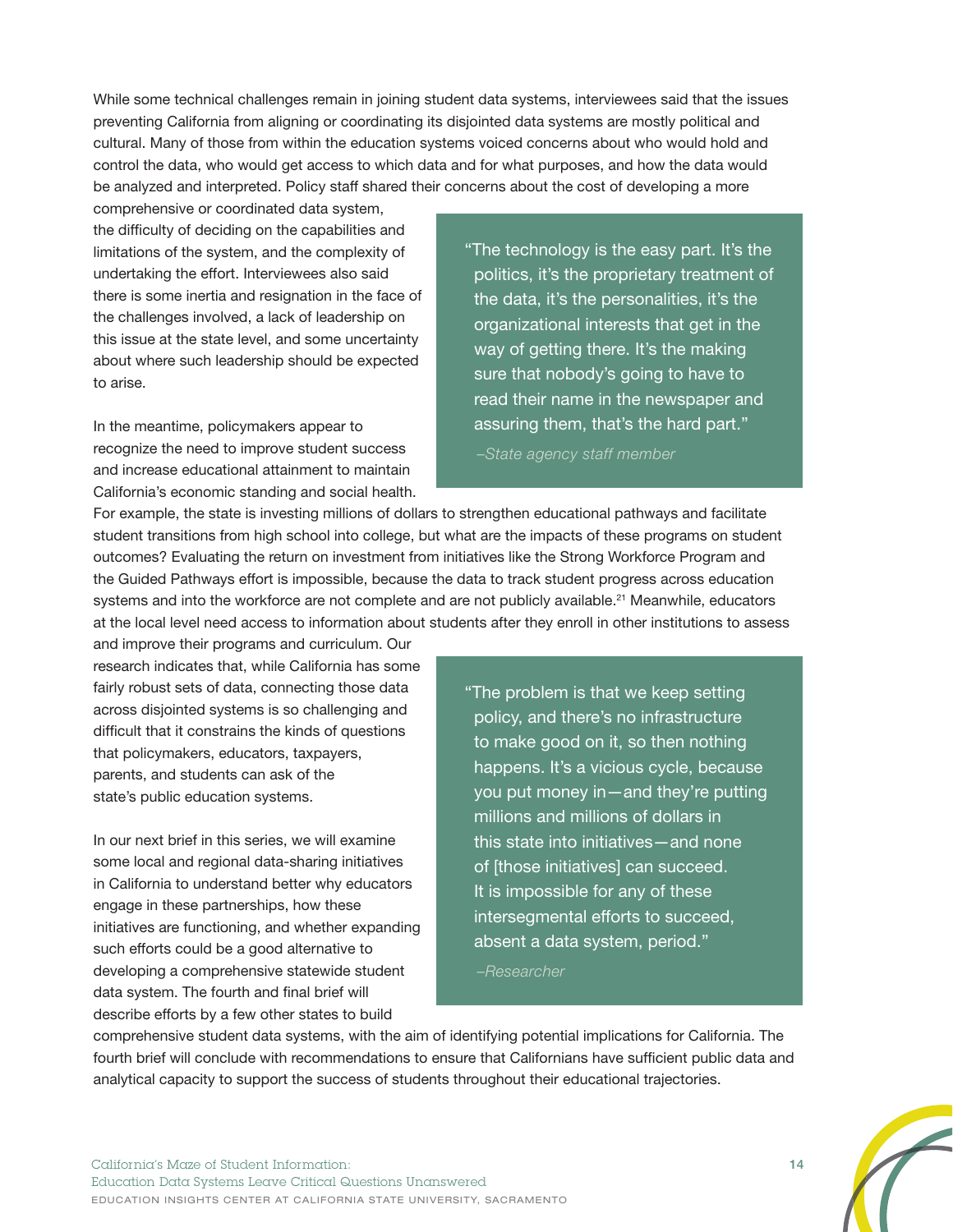While some technical challenges remain in joining student data systems, interviewees said that the issues preventing California from aligning or coordinating its disjointed data systems are mostly political and cultural. Many of those from within the education systems voiced concerns about who would hold and control the data, who would get access to which data and for what purposes, and how the data would be analyzed and interpreted. Policy staff shared their concerns about the cost of developing a more comprehensive or coordinated data system, the difficulty of deciding on the capabilities and limitations of the system, and the complexity of undertaking the effort. Interviewees also said there is some inertia and resignation in the face of the challenges involved, a lack of leadership on this issue at the state level, and some uncertainty about where such leadership should be expected to arise.

> "The technology is the easy part. It's the politics, it's the proprietary treatment of the data, it's the personalities, it's the organizational interests that get in the way of getting there. It's the making sure that nobody's going to have to read their name in the newspaper and assuring them, that's the hard part."
>
> *–State agency staff member*

In the meantime, policymakers appear to recognize the need to improve student success and increase educational attainment to maintain California's economic standing and social health. For example, the state is investing millions of dollars to strengthen educational pathways and facilitate student transitions from high school into college, but what are the impacts of these programs on student outcomes? Evaluating the return on investment from initiatives like the Strong Workforce Program and the Guided Pathways effort is impossible, because the data to track student progress across education systems and into the workforce are not complete and are not publicly available.[21] Meanwhile, educators at the local level need access to information about students after they enroll in other institutions to assess and improve their programs and curriculum. Our research indicates that, while California has some fairly robust sets of data, connecting those data across disjointed systems is so challenging and difficult that it constrains the kinds of questions that policymakers, educators, taxpayers, parents, and students can ask of the state's public education systems.

> "The problem is that we keep setting policy, and there's no infrastructure to make good on it, so then nothing happens. It's a vicious cycle, because you put money in—and they're putting millions and millions of dollars in this state into initiatives—and none of [those initiatives] can succeed. It is impossible for any of these intersegmental efforts to succeed, absent a data system, period."
>
> *–Researcher*

In our next brief in this series, we will examine some local and regional data-sharing initiatives in California to understand better why educators engage in these partnerships, how these initiatives are functioning, and whether expanding such efforts could be a good alternative to developing a comprehensive statewide student data system. The fourth and final brief will describe efforts by a few other states to build comprehensive student data systems, with the aim of identifying potential implications for California. The fourth brief will conclude with recommendations to ensure that Californians have sufficient public data and analytical capacity to support the success of students throughout their educational trajectories.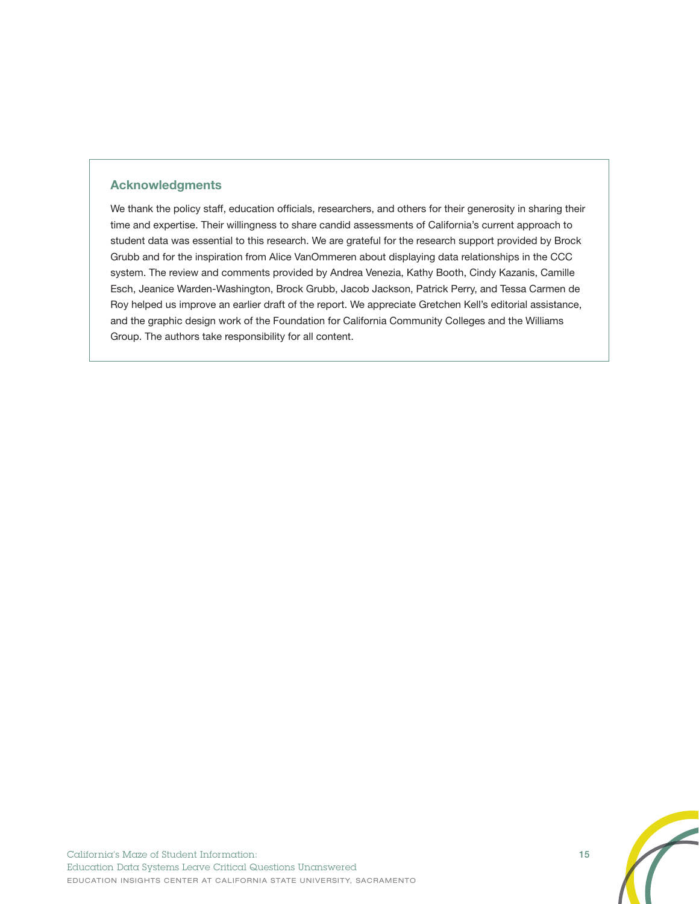## Acknowledgments

We thank the policy staff, education officials, researchers, and others for their generosity in sharing their time and expertise. Their willingness to share candid assessments of California's current approach to student data was essential to this research. We are grateful for the research support provided by Brock Grubb and for the inspiration from Alice VanOmmeren about displaying data relationships in the CCC system. The review and comments provided by Andrea Venezia, Kathy Booth, Cindy Kazanis, Camille Esch, Jeanice Warden-Washington, Brock Grubb, Jacob Jackson, Patrick Perry, and Tessa Carmen de Roy helped us improve an earlier draft of the report. We appreciate Gretchen Kell's editorial assistance, and the graphic design work of the Foundation for California Community Colleges and the Williams Group. The authors take responsibility for all content.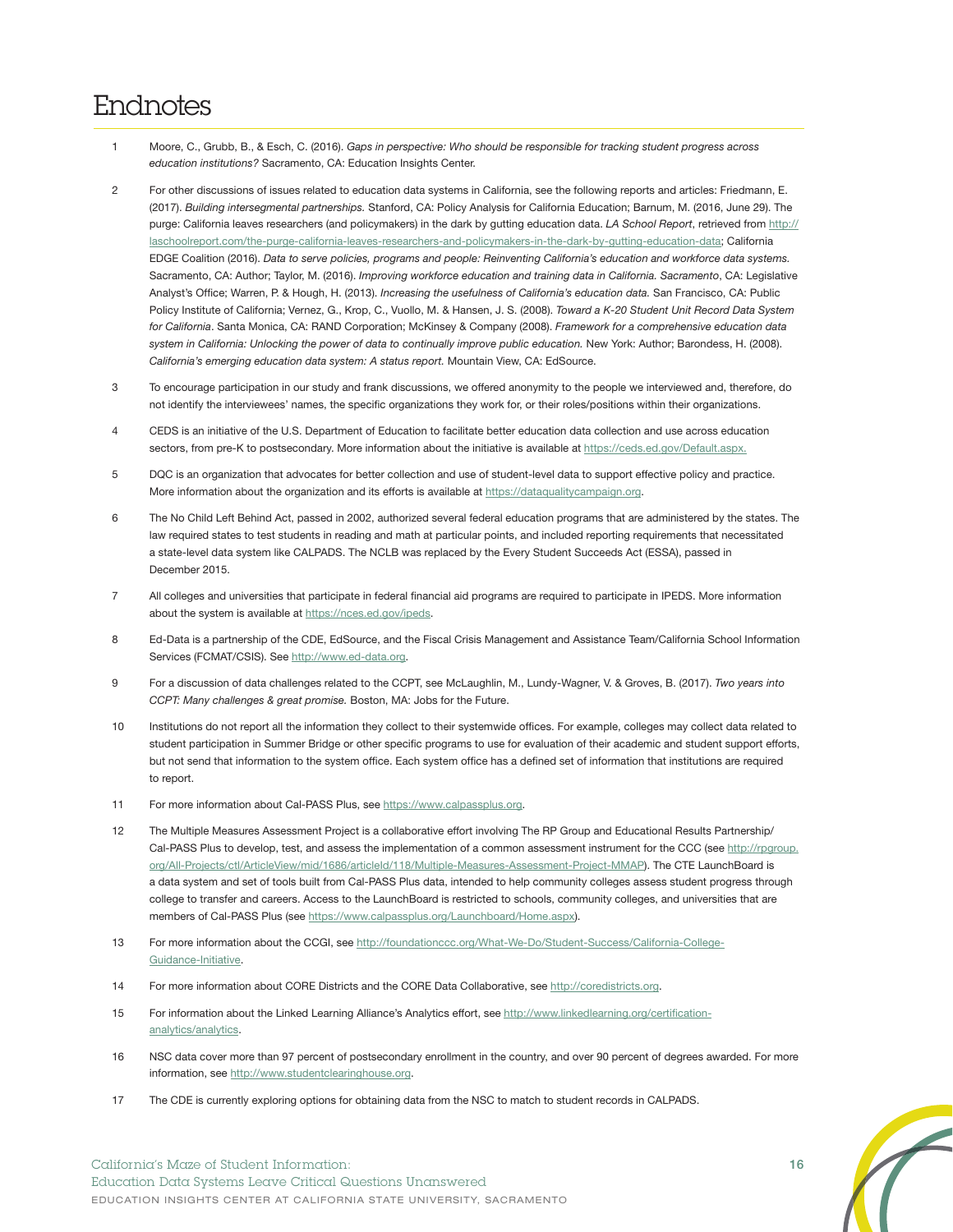# Endnotes

1. Moore, C., Grubb, B., & Esch, C. (2016). *Gaps in perspective: Who should be responsible for tracking student progress across education institutions?* Sacramento, CA: Education Insights Center.

2. For other discussions of issues related to education data systems in California, see the following reports and articles: Friedmann, E. (2017). *Building intersegmental partnerships.* Stanford, CA: Policy Analysis for California Education; Barnum, M. (2016, June 29). The purge: California leaves researchers (and policymakers) in the dark by gutting education data. *LA School Report*, retrieved from http://laschoolreport.com/the-purge-california-leaves-researchers-and-policymakers-in-the-dark-by-gutting-education-data; California EDGE Coalition (2016). *Data to serve policies, programs and people: Reinventing California's education and workforce data systems.* Sacramento, CA: Author; Taylor, M. (2016). *Improving workforce education and training data in California. Sacramento*, CA: Legislative Analyst's Office; Warren, P. & Hough, H. (2013). *Increasing the usefulness of California's education data.* San Francisco, CA: Public Policy Institute of California; Vernez, G., Krop, C., Vuollo, M. & Hansen, J. S. (2008). *Toward a K-20 Student Unit Record Data System for California*. Santa Monica, CA: RAND Corporation; McKinsey & Company (2008). *Framework for a comprehensive education data system in California: Unlocking the power of data to continually improve public education.* New York: Author; Barondess, H. (2008). *California's emerging education data system: A status report.* Mountain View, CA: EdSource.

3. To encourage participation in our study and frank discussions, we offered anonymity to the people we interviewed and, therefore, do not identify the interviewees' names, the specific organizations they work for, or their roles/positions within their organizations.

4. CEDS is an initiative of the U.S. Department of Education to facilitate better education data collection and use across education sectors, from pre-K to postsecondary. More information about the initiative is available at https://ceds.ed.gov/Default.aspx.

5. DQC is an organization that advocates for better collection and use of student-level data to support effective policy and practice. More information about the organization and its efforts is available at https://dataqualitycampaign.org.

6. The No Child Left Behind Act, passed in 2002, authorized several federal education programs that are administered by the states. The law required states to test students in reading and math at particular points, and included reporting requirements that necessitated a state-level data system like CALPADS. The NCLB was replaced by the Every Student Succeeds Act (ESSA), passed in December 2015.

7. All colleges and universities that participate in federal financial aid programs are required to participate in IPEDS. More information about the system is available at https://nces.ed.gov/ipeds.

8. Ed-Data is a partnership of the CDE, EdSource, and the Fiscal Crisis Management and Assistance Team/California School Information Services (FCMAT/CSIS). See http://www.ed-data.org.

9. For a discussion of data challenges related to the CCPT, see McLaughlin, M., Lundy-Wagner, V. & Groves, B. (2017). *Two years into CCPT: Many challenges & great promise.* Boston, MA: Jobs for the Future.

10. Institutions do not report all the information they collect to their systemwide offices. For example, colleges may collect data related to student participation in Summer Bridge or other specific programs to use for evaluation of their academic and student support efforts, but not send that information to the system office. Each system office has a defined set of information that institutions are required to report.

11. For more information about Cal-PASS Plus, see https://www.calpassplus.org.

12. The Multiple Measures Assessment Project is a collaborative effort involving The RP Group and Educational Results Partnership/Cal-PASS Plus to develop, test, and assess the implementation of a common assessment instrument for the CCC (see http://rpgroup.org/All-Projects/ctl/ArticleView/mid/1686/articleId/118/Multiple-Measures-Assessment-Project-MMAP). The CTE LaunchBoard is a data system and set of tools built from Cal-PASS Plus data, intended to help community colleges assess student progress through college to transfer and careers. Access to the LaunchBoard is restricted to schools, community colleges, and universities that are members of Cal-PASS Plus (see https://www.calpassplus.org/Launchboard/Home.aspx).

13. For more information about the CCGI, see http://foundationccc.org/What-We-Do/Student-Success/California-College-Guidance-Initiative.

14. For more information about CORE Districts and the CORE Data Collaborative, see http://coredistricts.org.

15. For information about the Linked Learning Alliance's Analytics effort, see http://www.linkedlearning.org/certification-analytics/analytics.

16. NSC data cover more than 97 percent of postsecondary enrollment in the country, and over 90 percent of degrees awarded. For more information, see http://www.studentclearinghouse.org.

17. The CDE is currently exploring options for obtaining data from the NSC to match to student records in CALPADS.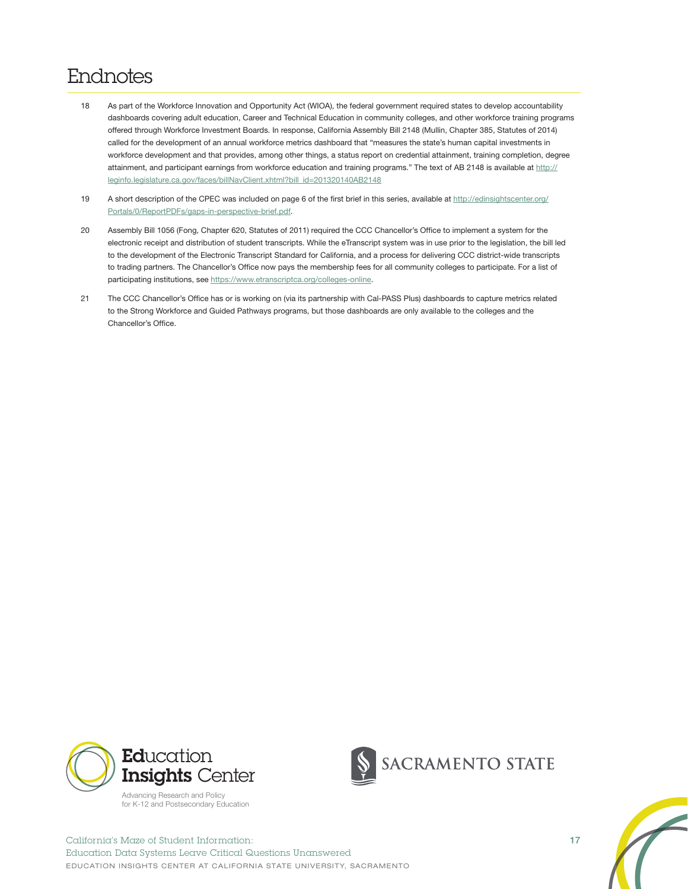# Endnotes

18 As part of the Workforce Innovation and Opportunity Act (WIOA), the federal government required states to develop accountability dashboards covering adult education, Career and Technical Education in community colleges, and other workforce training programs offered through Workforce Investment Boards. In response, California Assembly Bill 2148 (Mullin, Chapter 385, Statutes of 2014) called for the development of an annual workforce metrics dashboard that "measures the state's human capital investments in workforce development and that provides, among other things, a status report on credential attainment, training completion, degree attainment, and participant earnings from workforce education and training programs." The text of AB 2148 is available at http://leginfo.legislature.ca.gov/faces/billNavClient.xhtml?bill_id=201320140AB2148

19 A short description of the CPEC was included on page 6 of the first brief in this series, available at http://edinsightscenter.org/Portals/0/ReportPDFs/gaps-in-perspective-brief.pdf.

20 Assembly Bill 1056 (Fong, Chapter 620, Statutes of 2011) required the CCC Chancellor's Office to implement a system for the electronic receipt and distribution of student transcripts. While the eTranscript system was in use prior to the legislation, the bill led to the development of the Electronic Transcript Standard for California, and a process for delivering CCC district-wide transcripts to trading partners. The Chancellor's Office now pays the membership fees for all community colleges to participate. For a list of participating institutions, see https://www.etranscriptca.org/colleges-online.

21 The CCC Chancellor's Office has or is working on (via its partnership with Cal-PASS Plus) dashboards to capture metrics related to the Strong Workforce and Guided Pathways programs, but those dashboards are only available to the colleges and the Chancellor's Office.

Education Insights Center

Advancing Research and Policy for K-12 and Postsecondary Education

SACRAMENTO STATE